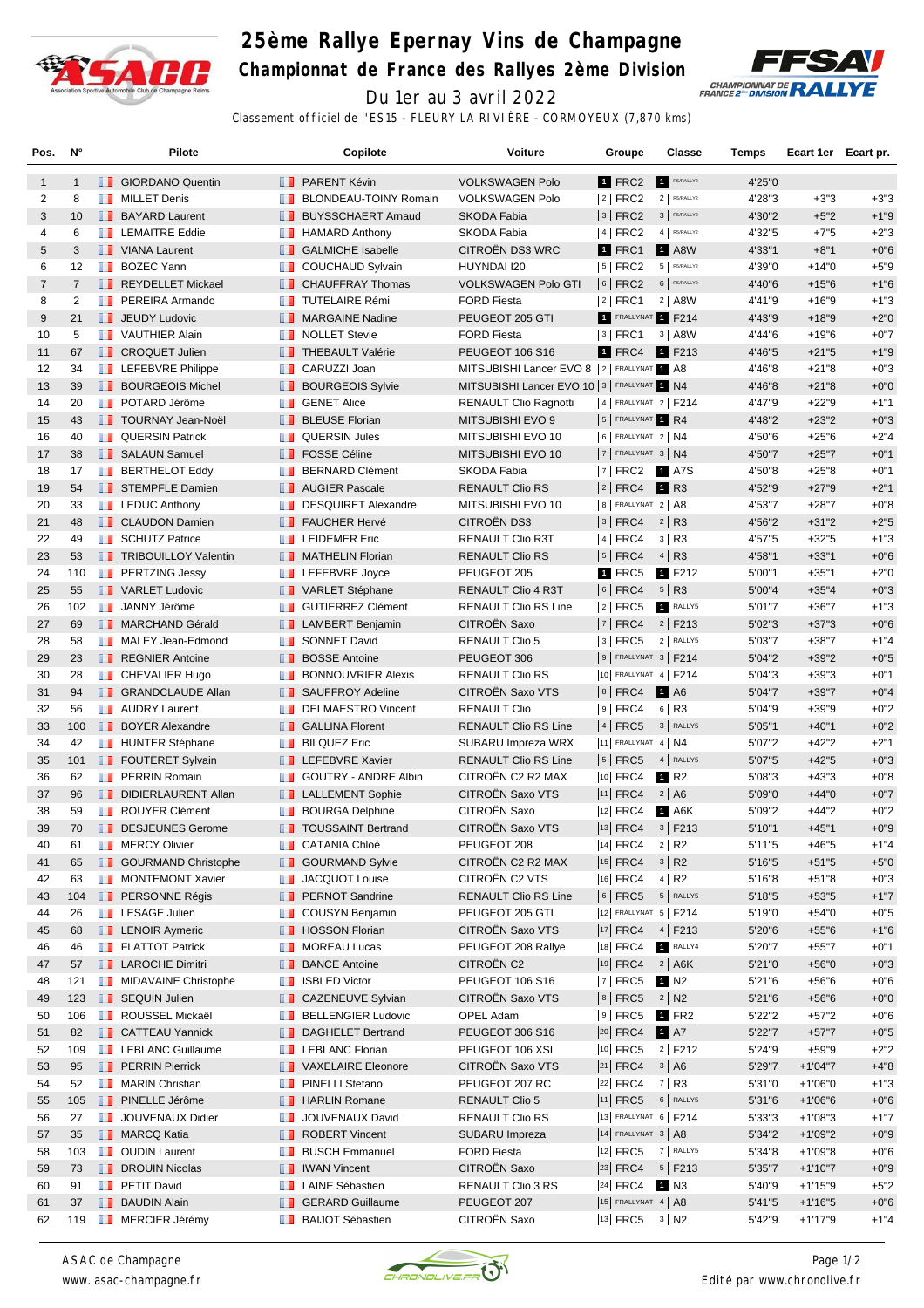# 25ème Rallye Epernay Vins de Champagne

## Championnat de France des Rallyes 2ème Division

Du 1er au 3 avril 2022

Classement officiel de l'ES15 - FLEURY LA RIVIÈRE - CORMOYEUX (7,870 kms)

| Pos. | N° | Pilote | Copilote | Voiture | Groupe | Classe | Temps | Ecart 1er | Ecart pr. |
|---|---|---|---|---|---|---|---|---|---|
| 1 | 1 | GIORDANO Quentin | PARENT Kévin | VOLKSWAGEN Polo | 1 FRC2 | 1 R5/RALLY2 | 4'25"0 | | |
| 2 | 8 | MILLET Denis | BLONDEAU-TOINY Romain | VOLKSWAGEN Polo | 2 FRC2 | 2 R5/RALLY2 | 4'28"3 | +3"3 | +3"3 |
| 3 | 10 | BAYARD Laurent | BUYSSCHAERT Arnaud | SKODA Fabia | 3 FRC2 | 3 R5/RALLY2 | 4'30"2 | +5"2 | +1"9 |
| 4 | 6 | LEMAITRE Eddie | HAMARD Anthony | SKODA Fabia | 4 FRC2 | 4 R5/RALLY2 | 4'32"5 | +7"5 | +2"3 |
| 5 | 3 | VIANA Laurent | GALMICHE Isabelle | CITROËN DS3 WRC | 1 FRC1 | 1 A8W | 4'33"1 | +8"1 | +0"6 |
| 6 | 12 | BOZEC Yann | COUCHAUD Sylvain | HUYNDAI I20 | 5 FRC2 | 5 R5/RALLY2 | 4'39"0 | +14"0 | +5"9 |
| 7 | 7 | REYDELLET Mickael | CHAUFFRAY Thomas | VOLKSWAGEN Polo GTI | 6 FRC2 | 6 R5/RALLY2 | 4'40"6 | +15"6 | +1"6 |
| 8 | 2 | PEREIRA Armando | TUTELAIRE Rémi | FORD Fiesta | 2 FRC1 | 2 A8W | 4'41"9 | +16"9 | +1"3 |
| 9 | 21 | JEUDY Ludovic | MARGAINE Nadine | PEUGEOT 205 GTI | 1 FRALLYNAT | 1 F214 | 4'43"9 | +18"9 | +2"0 |
| 10 | 5 | VAUTHIER Alain | NOLLET Stevie | FORD Fiesta | 3 FRC1 | 3 A8W | 4'44"6 | +19"6 | +0"7 |
| 11 | 67 | CROQUET Julien | THEBAULT Valérie | PEUGEOT 106 S16 | 1 FRC4 | 1 F213 | 4'46"5 | +21"5 | +1"9 |
| 12 | 34 | LEFEBVRE Philippe | CARUZZI Joan | MITSUBISHI Lancer EVO 8 | 2 FRALLYNAT | 1 A8 | 4'46"8 | +21"8 | +0"3 |
| 13 | 39 | BOURGEOIS Michel | BOURGEOIS Sylvie | MITSUBISHI Lancer EVO 10 | 3 FRALLYNAT | 1 N4 | 4'46"8 | +21"8 | +0"0 |
| 14 | 20 | POTARD Jérôme | GENET Alice | RENAULT Clio Ragnotti | 4 FRALLYNAT | 2 F214 | 4'47"9 | +22"9 | +1"1 |
| 15 | 43 | TOURNAY Jean-Noël | BLEUSE Florian | MITSUBISHI EVO 9 | 5 FRALLYNAT | 1 R4 | 4'48"2 | +23"2 | +0"3 |
| 16 | 40 | QUERSIN Patrick | QUERSIN Jules | MITSUBISHI EVO 10 | 6 FRALLYNAT | 2 N4 | 4'50"6 | +25"6 | +2"4 |
| 17 | 38 | SALAUN Samuel | FOSSE Céline | MITSUBISHI EVO 10 | 7 FRALLYNAT | 3 N4 | 4'50"7 | +25"7 | +0"1 |
| 18 | 17 | BERTHELOT Eddy | BERNARD Clément | SKODA Fabia | 7 FRC2 | 1 A7S | 4'50"8 | +25"8 | +0"1 |
| 19 | 54 | STEMPFLE Damien | AUGIER Pascale | RENAULT Clio RS | 2 FRC4 | 1 R3 | 4'52"9 | +27"9 | +2"1 |
| 20 | 33 | LEDUC Anthony | DESQUIRET Alexandre | MITSUBISHI EVO 10 | 8 FRALLYNAT | 2 A8 | 4'53"7 | +28"7 | +0"8 |
| 21 | 48 | CLAUDON Damien | FAUCHER Hervé | CITROËN DS3 | 3 FRC4 | 2 R3 | 4'56"2 | +31"2 | +2"5 |
| 22 | 49 | SCHUTZ Patrice | LEIDEMER Eric | RENAULT Clio R3T | 4 FRC4 | 3 R3 | 4'57"5 | +32"5 | +1"3 |
| 23 | 53 | TRIBOUILLOY Valentin | MATHELIN Florian | RENAULT Clio RS | 5 FRC4 | 4 R3 | 4'58"1 | +33"1 | +0"6 |
| 24 | 110 | PERTZING Jessy | LEFEBVRE Joyce | PEUGEOT 205 | 1 FRC5 | 1 F212 | 5'00"1 | +35"1 | +2"0 |
| 25 | 55 | VARLET Ludovic | VARLET Stéphane | RENAULT Clio 4 R3T | 6 FRC4 | 5 R3 | 5'00"4 | +35"4 | +0"3 |
| 26 | 102 | JANNY Jérôme | GUTIERREZ Clément | RENAULT Clio RS Line | 2 FRC5 | 1 RALLY5 | 5'01"7 | +36"7 | +1"3 |
| 27 | 69 | MARCHAND Gérald | LAMBERT Benjamin | CITROËN Saxo | 7 FRC4 | 2 F213 | 5'02"3 | +37"3 | +0"6 |
| 28 | 58 | MALEY Jean-Edmond | SONNET David | RENAULT Clio 5 | 3 FRC5 | 2 RALLY5 | 5'03"7 | +38"7 | +1"4 |
| 29 | 23 | REGNIER Antoine | BOSSE Antoine | PEUGEOT 306 | 9 FRALLYNAT | 3 F214 | 5'04"2 | +39"2 | +0"5 |
| 30 | 28 | CHEVALIER Hugo | BONNOUVRIER Alexis | RENAULT Clio RS | 10 FRALLYNAT | 4 F214 | 5'04"3 | +39"3 | +0"1 |
| 31 | 94 | GRANDCLAUDE Allan | SAUFFROY Adeline | CITROËN Saxo VTS | 8 FRC4 | 1 A6 | 5'04"7 | +39"7 | +0"4 |
| 32 | 56 | AUDRY Laurent | DELMAESTRO Vincent | RENAULT Clio | 9 FRC4 | 6 R3 | 5'04"9 | +39"9 | +0"2 |
| 33 | 100 | BOYER Alexandre | GALLINA Florent | RENAULT Clio RS Line | 4 FRC5 | 3 RALLY5 | 5'05"1 | +40"1 | +0"2 |
| 34 | 42 | HUNTER Stéphane | BILQUEZ Eric | SUBARU Impreza WRX | 11 FRALLYNAT | 4 N4 | 5'07"2 | +42"2 | +2"1 |
| 35 | 101 | FOUTERET Sylvain | LEFEBVRE Xavier | RENAULT Clio RS Line | 5 FRC5 | 4 RALLY5 | 5'07"5 | +42"5 | +0"3 |
| 36 | 62 | PERRIN Romain | GOUTRY - ANDRE Albin | CITROËN C2 R2 MAX | 10 FRC4 | 1 R2 | 5'08"3 | +43"3 | +0"8 |
| 37 | 96 | DIDIERLAURENT Allan | LALLEMENT Sophie | CITROËN Saxo VTS | 11 FRC4 | 2 A6 | 5'09"0 | +44"0 | +0"7 |
| 38 | 59 | ROUYER Clément | BOURGA Delphine | CITROËN Saxo | 12 FRC4 | 1 A6K | 5'09"2 | +44"2 | +0"2 |
| 39 | 70 | DESJEUNES Gerome | TOUSSAINT Bertrand | CITROËN Saxo VTS | 13 FRC4 | 3 F213 | 5'10"1 | +45"1 | +0"9 |
| 40 | 61 | MERCY Olivier | CATANIA Chloé | PEUGEOT 208 | 14 FRC4 | 2 R2 | 5'11"5 | +46"5 | +1"4 |
| 41 | 65 | GOURMAND Christophe | GOURMAND Sylvie | CITROËN C2 R2 MAX | 15 FRC4 | 3 R2 | 5'16"5 | +51"5 | +5"0 |
| 42 | 63 | MONTEMONT Xavier | JACQUOT Louise | CITROËN C2 VTS | 16 FRC4 | 4 R2 | 5'16"8 | +51"8 | +0"3 |
| 43 | 104 | PERSONNE Régis | PERNOT Sandrine | RENAULT Clio RS Line | 6 FRC5 | 5 RALLY5 | 5'18"5 | +53"5 | +1"7 |
| 44 | 26 | LESAGE Julien | COUSYN Benjamin | PEUGEOT 205 GTI | 12 FRALLYNAT | 5 F214 | 5'19"0 | +54"0 | +0"5 |
| 45 | 68 | LENOIR Aymeric | HOSSON Florian | CITROËN Saxo VTS | 17 FRC4 | 4 F213 | 5'20"6 | +55"6 | +1"6 |
| 46 | 46 | FLATTOT Patrick | MOREAU Lucas | PEUGEOT 208 Rallye | 18 FRC4 | 1 RALLY4 | 5'20"7 | +55"7 | +0"1 |
| 47 | 57 | LAROCHE Dimitri | BANCE Antoine | CITROËN C2 | 19 FRC4 | 2 A6K | 5'21"0 | +56"0 | +0"3 |
| 48 | 121 | MIDAVAINE Christophe | ISBLED Victor | PEUGEOT 106 S16 | 7 FRC5 | 1 N2 | 5'21"6 | +56"6 | +0"6 |
| 49 | 123 | SEQUIN Julien | CAZENEUVE Sylvian | CITROËN Saxo VTS | 8 FRC5 | 2 N2 | 5'21"6 | +56"6 | +0"0 |
| 50 | 106 | ROUSSEL Mickaël | BELLENGIER Ludovic | OPEL Adam | 9 FRC5 | 1 FR2 | 5'22"2 | +57"2 | +0"6 |
| 51 | 82 | CATTEAU Yannick | DAGHELET Bertrand | PEUGEOT 306 S16 | 20 FRC4 | 1 A7 | 5'22"7 | +57"7 | +0"5 |
| 52 | 109 | LEBLANC Guillaume | LEBLANC Florian | PEUGEOT 106 XSI | 10 FRC5 | 2 F212 | 5'24"9 | +59"9 | +2"2 |
| 53 | 95 | PERRIN Pierrick | VAXELAIRE Eleonore | CITROËN Saxo VTS | 21 FRC4 | 3 A6 | 5'29"7 | +1'04"7 | +4"8 |
| 54 | 52 | MARIN Christian | PINELLI Stefano | PEUGEOT 207 RC | 22 FRC4 | 7 R3 | 5'31"0 | +1'06"0 | +1"3 |
| 55 | 105 | PINELLE Jérôme | HARLIN Romane | RENAULT Clio 5 | 11 FRC5 | 6 RALLY5 | 5'31"6 | +1'06"6 | +0"6 |
| 56 | 27 | JOUVENAUX Didier | JOUVENAUX David | RENAULT Clio RS | 13 FRALLYNAT | 6 F214 | 5'33"3 | +1'08"3 | +1"7 |
| 57 | 35 | MARCQ Katia | ROBERT Vincent | SUBARU Impreza | 14 FRALLYNAT | 3 A8 | 5'34"2 | +1'09"2 | +0"9 |
| 58 | 103 | OUDIN Laurent | BUSCH Emmanuel | FORD Fiesta | 12 FRC5 | 7 RALLY5 | 5'34"8 | +1'09"8 | +0"6 |
| 59 | 73 | DROUIN Nicolas | IWAN Vincent | CITROËN Saxo | 23 FRC4 | 5 F213 | 5'35"7 | +1'10"7 | +0"9 |
| 60 | 91 | PETIT David | LAINE Sébastien | RENAULT Clio 3 RS | 24 FRC4 | 1 N3 | 5'40"9 | +1'15"9 | +5"2 |
| 61 | 37 | BAUDIN Alain | GERARD Guillaume | PEUGEOT 207 | 15 FRALLYNAT | 4 A8 | 5'41"5 | +1'16"5 | +0"6 |
| 62 | 119 | MERCIER Jérémy | BAIJOT Sébastien | CITROËN Saxo | 13 FRC5 | 3 N2 | 5'42"9 | +1'17"9 | +1"4 |

ASAC de Champagne
www.asac-champagne.fr

Edité par www.chronolive.fr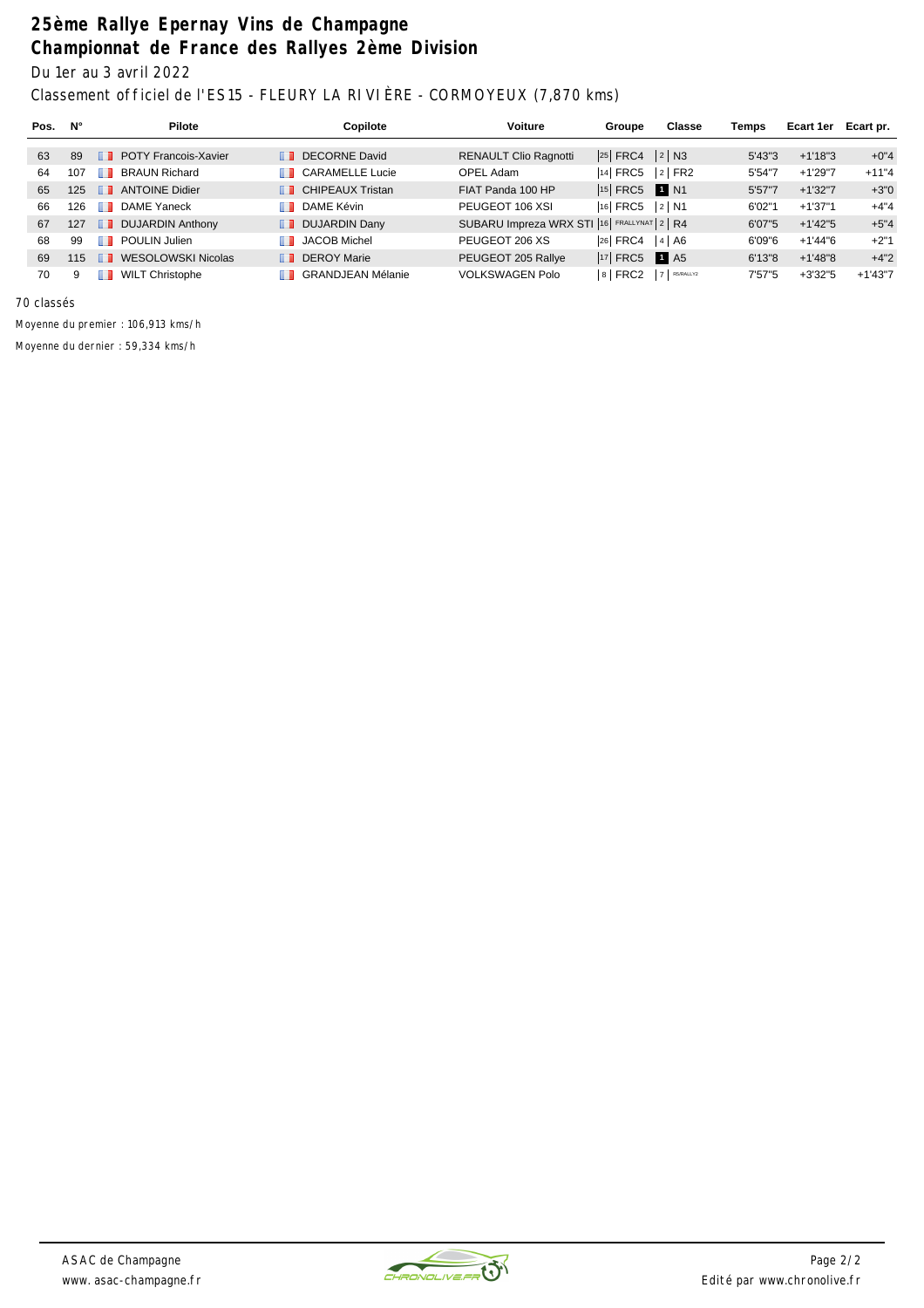# 25ème Rallye Epernay Vins de Champagne
# Championnat de France des Rallyes 2ème Division

Du 1er au 3 avril 2022

Classement officiel de l'ES15 - FLEURY LA RIVIÈRE - CORMOYEUX (7,870 kms)

| Pos. | N° | Pilote | Copilote | Voiture | Groupe | Classe | Temps | Ecart 1er | Ecart pr. |
|---|---|---|---|---|---|---|---|---|---|
| 63 | 89 | POTY Francois-Xavier | DECORNE David | RENAULT Clio Ragnotti | 25 FRC4 | 2 N3 | 5'43"3 | +1'18"3 | +0"4 |
| 64 | 107 | BRAUN Richard | CARAMELLE Lucie | OPEL Adam | 14 FRC5 | 2 FR2 | 5'54"7 | +1'29"7 | +11"4 |
| 65 | 125 | ANTOINE Didier | CHIPEAUX Tristan | FIAT Panda 100 HP | 15 FRC5 | 1 N1 | 5'57"7 | +1'32"7 | +3"0 |
| 66 | 126 | DAME Yaneck | DAME Kévin | PEUGEOT 106 XSI | 16 FRC5 | 2 N1 | 6'02"1 | +1'37"1 | +4"4 |
| 67 | 127 | DUJARDIN Anthony | DUJARDIN Dany | SUBARU Impreza WRX STI | 16 FRALLYNAT | 2 R4 | 6'07"5 | +1'42"5 | +5"4 |
| 68 | 99 | POULIN Julien | JACOB Michel | PEUGEOT 206 XS | 26 FRC4 | 4 A6 | 6'09"6 | +1'44"6 | +2"1 |
| 69 | 115 | WESOLOWSKI Nicolas | DEROY Marie | PEUGEOT 205 Rallye | 17 FRC5 | 1 A5 | 6'13"8 | +1'48"8 | +4"2 |
| 70 | 9 | WILT Christophe | GRANDJEAN Mélanie | VOLKSWAGEN Polo | 8 FRC2 | 7 R5/RALLY2 | 7'57"5 | +3'32"5 | +1'43"7 |

70 classés

Moyenne du premier : 106,913 kms/h

Moyenne du dernier : 59,334 kms/h

ASAC de Champagne
www.asac-champagne.fr

Edité par www.chronolive.fr